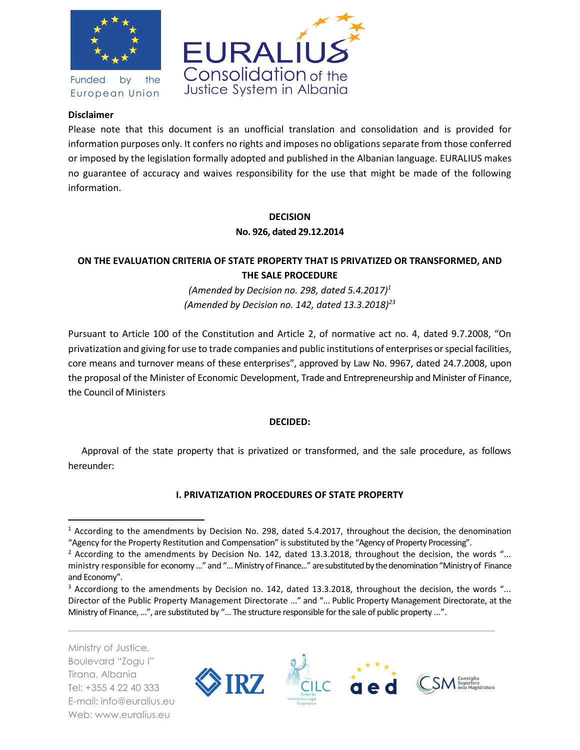**Disclaimer**

Please note that this document is an unofficial translation and consolidation and is provided for information purposes only. It confers no rights and imposes no obligations separate from those conferred or imposed by the legislation formally adopted and published in the Albanian language. EURALIUS makes no guarantee of accuracy and waives responsibility for the use that might be made of the following information.

**DECISION**

**No. 926, dated 29.12.2014**

**ON THE EVALUATION CRITERIA OF STATE PROPERTY THAT IS PRIVATIZED OR TRANSFORMED, AND THE SALE PROCEDURE**

*(Amended by Decision no. 298, dated 5.4.2017)*[1]

*(Amended by Decision no. 142, dated 13.3.2018)*[2][3]

Pursuant to Article 100 of the Constitution and Article 2, of normative act no. 4, dated 9.7.2008, "On privatization and giving for use to trade companies and public institutions of enterprises or special facilities, core means and turnover means of these enterprises", approved by Law No. 9967, dated 24.7.2008, upon the proposal of the Minister of Economic Development, Trade and Entrepreneurship and Minister of Finance, the Council of Ministers

**DECIDED:**

Approval of the state property that is privatized or transformed, and the sale procedure, as follows hereunder:

**I. PRIVATIZATION PROCEDURES OF STATE PROPERTY**

---

[1] According to the amendments by Decision No. 298, dated 5.4.2017, throughout the decision, the denomination "Agency for the Property Restitution and Compensation" is substituted by the "Agency of Property Processing".

[2] According to the amendments by Decision No. 142, dated 13.3.2018, throughout the decision, the words "... ministry responsible for economy ..." and "... Ministry of Finance..." are substituted by the denomination "Ministry of Finance and Economy".

[3] Accordiong to the amendments by Decision no. 142, dated 13.3.2018, throughout the decision, the words "... Director of the Public Property Management Directorate ..." and "... Public Property Management Directorate, at the Ministry of Finance, ...", are substituted by "... The structure responsible for the sale of public property ...".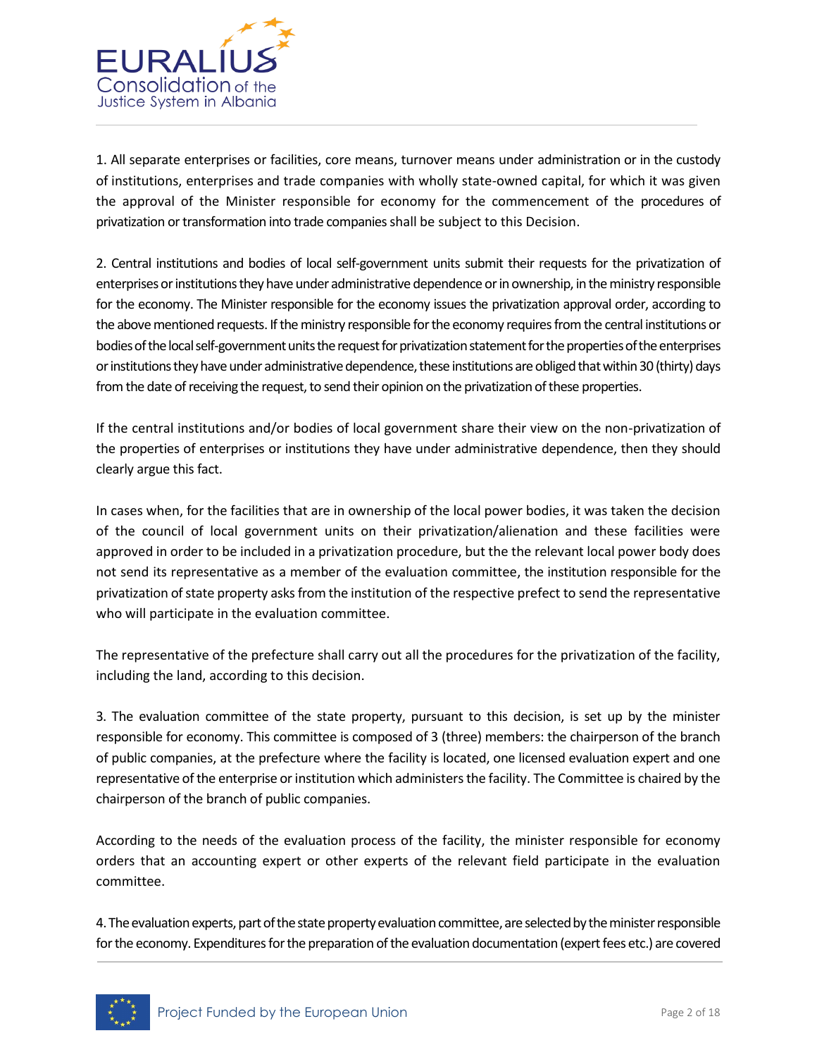1. All separate enterprises or facilities, core means, turnover means under administration or in the custody of institutions, enterprises and trade companies with wholly state-owned capital, for which it was given the approval of the Minister responsible for economy for the commencement of the procedures of privatization or transformation into trade companies shall be subject to this Decision.

2. Central institutions and bodies of local self-government units submit their requests for the privatization of enterprises or institutions they have under administrative dependence or in ownership, in the ministry responsible for the economy. The Minister responsible for the economy issues the privatization approval order, according to the above mentioned requests. If the ministry responsible for the economy requires from the central institutions or bodies of the local self-government units the request for privatization statement for the properties of the enterprises or institutions they have under administrative dependence, these institutions are obliged that within 30 (thirty) days from the date of receiving the request, to send their opinion on the privatization of these properties.

If the central institutions and/or bodies of local government share their view on the non-privatization of the properties of enterprises or institutions they have under administrative dependence, then they should clearly argue this fact.

In cases when, for the facilities that are in ownership of the local power bodies, it was taken the decision of the council of local government units on their privatization/alienation and these facilities were approved in order to be included in a privatization procedure, but the the relevant local power body does not send its representative as a member of the evaluation committee, the institution responsible for the privatization of state property asks from the institution of the respective prefect to send the representative who will participate in the evaluation committee.

The representative of the prefecture shall carry out all the procedures for the privatization of the facility, including the land, according to this decision.

3. The evaluation committee of the state property, pursuant to this decision, is set up by the minister responsible for economy. This committee is composed of 3 (three) members: the chairperson of the branch of public companies, at the prefecture where the facility is located, one licensed evaluation expert and one representative of the enterprise or institution which administers the facility. The Committee is chaired by the chairperson of the branch of public companies.

According to the needs of the evaluation process of the facility, the minister responsible for economy orders that an accounting expert or other experts of the relevant field participate in the evaluation committee.

4. The evaluation experts, part of the state property evaluation committee, are selected by the minister responsible for the economy. Expenditures for the preparation of the evaluation documentation (expert fees etc.) are covered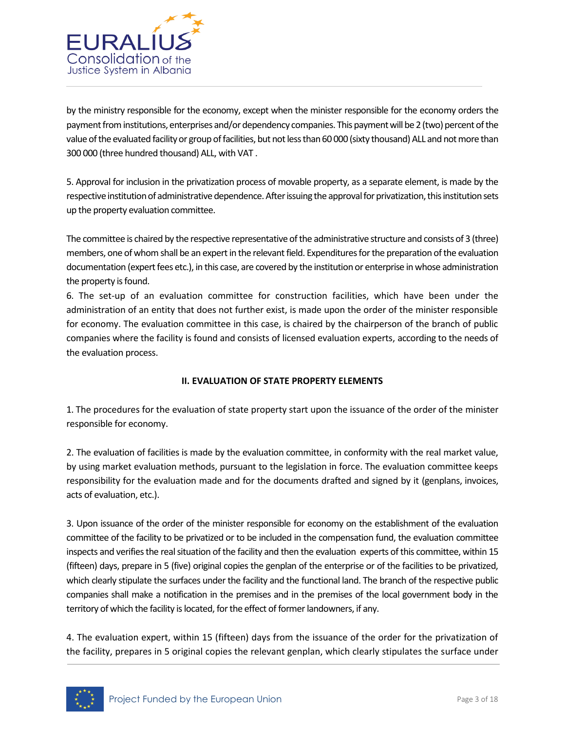by the ministry responsible for the economy, except when the minister responsible for the economy orders the payment from institutions, enterprises and/or dependency companies. This payment will be 2 (two) percent of the value of the evaluated facility or group of facilities, but not less than 60 000 (sixty thousand) ALL and not more than 300 000 (three hundred thousand) ALL, with VAT .

5. Approval for inclusion in the privatization process of movable property, as a separate element, is made by the respective institution of administrative dependence. After issuing the approval for privatization, this institution sets up the property evaluation committee.

The committee is chaired by the respective representative of the administrative structure and consists of 3 (three) members, one of whom shall be an expert in the relevant field. Expenditures for the preparation of the evaluation documentation (expert fees etc.), in this case, are covered by the institution or enterprise in whose administration the property is found.

6. The set-up of an evaluation committee for construction facilities, which have been under the administration of an entity that does not further exist, is made upon the order of the minister responsible for economy. The evaluation committee in this case, is chaired by the chairperson of the branch of public companies where the facility is found and consists of licensed evaluation experts, according to the needs of the evaluation process.

## II. EVALUATION OF STATE PROPERTY ELEMENTS

1. The procedures for the evaluation of state property start upon the issuance of the order of the minister responsible for economy.

2. The evaluation of facilities is made by the evaluation committee, in conformity with the real market value, by using market evaluation methods, pursuant to the legislation in force. The evaluation committee keeps responsibility for the evaluation made and for the documents drafted and signed by it (genplans, invoices, acts of evaluation, etc.).

3. Upon issuance of the order of the minister responsible for economy on the establishment of the evaluation committee of the facility to be privatized or to be included in the compensation fund, the evaluation committee inspects and verifies the real situation of the facility and then the evaluation experts of this committee, within 15 (fifteen) days, prepare in 5 (five) original copies the genplan of the enterprise or of the facilities to be privatized, which clearly stipulate the surfaces under the facility and the functional land. The branch of the respective public companies shall make a notification in the premises and in the premises of the local government body in the territory of which the facility is located, for the effect of former landowners, if any.

4. The evaluation expert, within 15 (fifteen) days from the issuance of the order for the privatization of the facility, prepares in 5 original copies the relevant genplan, which clearly stipulates the surface under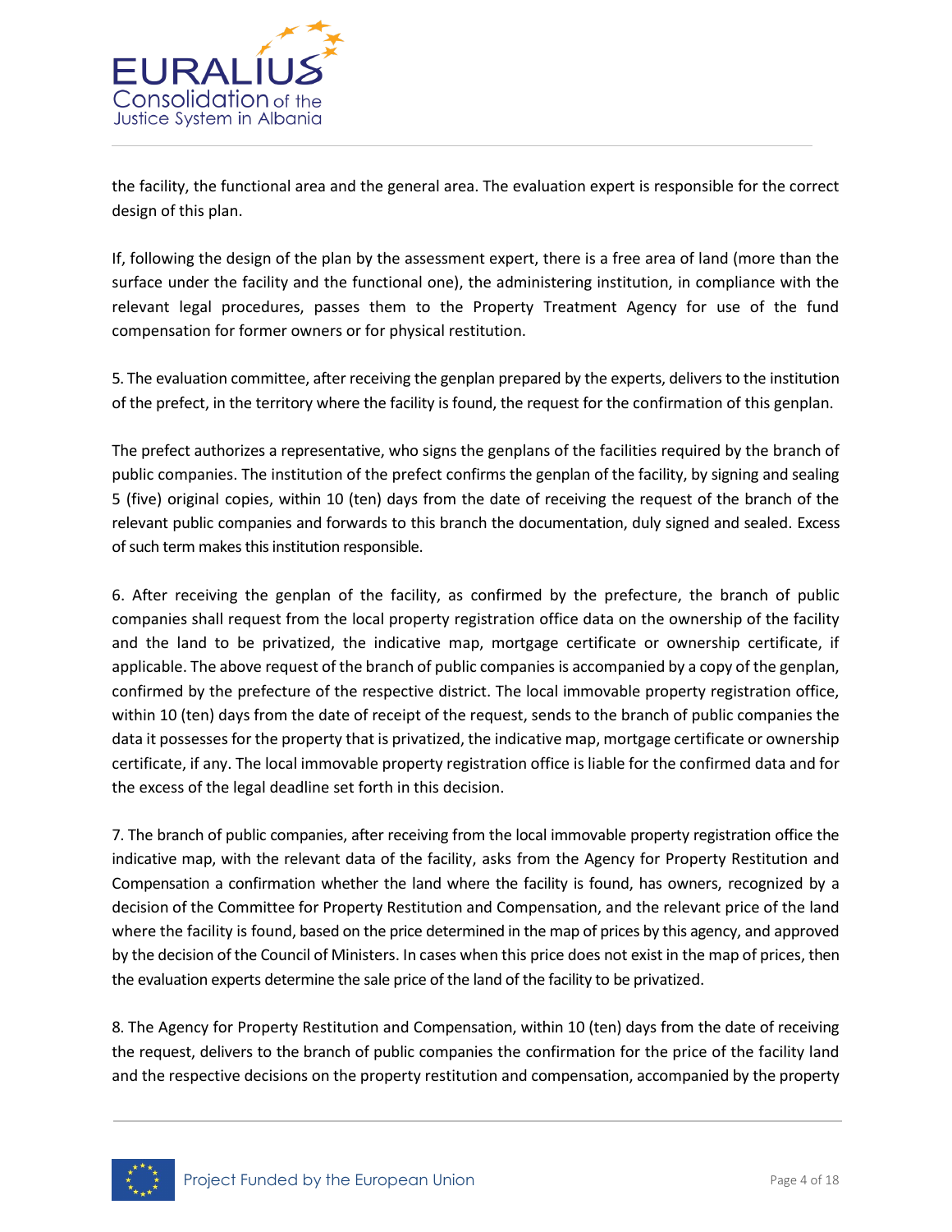the facility, the functional area and the general area. The evaluation expert is responsible for the correct design of this plan.

If, following the design of the plan by the assessment expert, there is a free area of land (more than the surface under the facility and the functional one), the administering institution, in compliance with the relevant legal procedures, passes them to the Property Treatment Agency for use of the fund compensation for former owners or for physical restitution.

5. The evaluation committee, after receiving the genplan prepared by the experts, delivers to the institution of the prefect, in the territory where the facility is found, the request for the confirmation of this genplan.

The prefect authorizes a representative, who signs the genplans of the facilities required by the branch of public companies. The institution of the prefect confirms the genplan of the facility, by signing and sealing 5 (five) original copies, within 10 (ten) days from the date of receiving the request of the branch of the relevant public companies and forwards to this branch the documentation, duly signed and sealed. Excess of such term makes this institution responsible.

6. After receiving the genplan of the facility, as confirmed by the prefecture, the branch of public companies shall request from the local property registration office data on the ownership of the facility and the land to be privatized, the indicative map, mortgage certificate or ownership certificate, if applicable. The above request of the branch of public companies is accompanied by a copy of the genplan, confirmed by the prefecture of the respective district. The local immovable property registration office, within 10 (ten) days from the date of receipt of the request, sends to the branch of public companies the data it possesses for the property that is privatized, the indicative map, mortgage certificate or ownership certificate, if any. The local immovable property registration office is liable for the confirmed data and for the excess of the legal deadline set forth in this decision.

7. The branch of public companies, after receiving from the local immovable property registration office the indicative map, with the relevant data of the facility, asks from the Agency for Property Restitution and Compensation a confirmation whether the land where the facility is found, has owners, recognized by a decision of the Committee for Property Restitution and Compensation, and the relevant price of the land where the facility is found, based on the price determined in the map of prices by this agency, and approved by the decision of the Council of Ministers. In cases when this price does not exist in the map of prices, then the evaluation experts determine the sale price of the land of the facility to be privatized.

8. The Agency for Property Restitution and Compensation, within 10 (ten) days from the date of receiving the request, delivers to the branch of public companies the confirmation for the price of the facility land and the respective decisions on the property restitution and compensation, accompanied by the property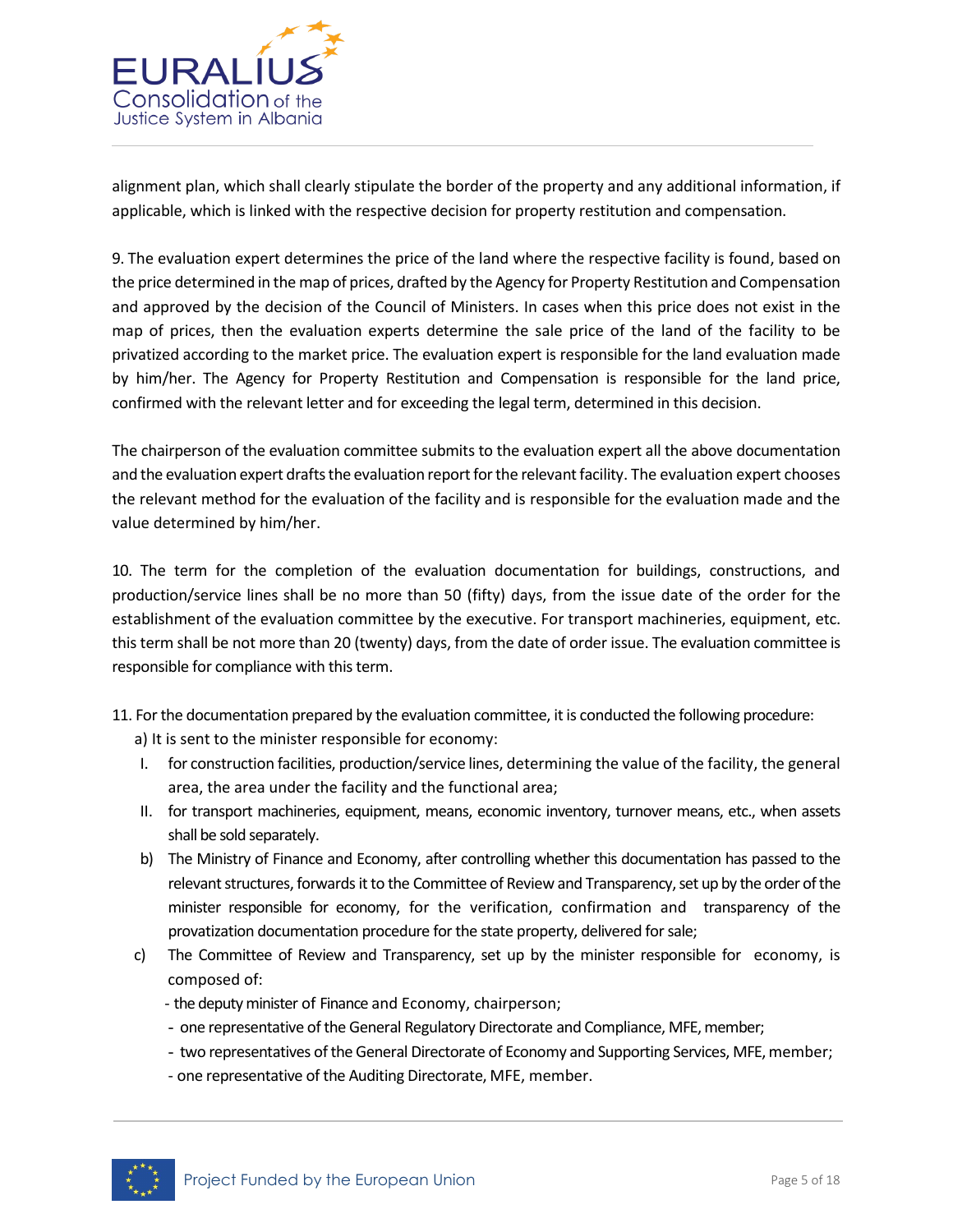alignment plan, which shall clearly stipulate the border of the property and any additional information, if applicable, which is linked with the respective decision for property restitution and compensation.

9. The evaluation expert determines the price of the land where the respective facility is found, based on the price determined in the map of prices, drafted by the Agency for Property Restitution and Compensation and approved by the decision of the Council of Ministers. In cases when this price does not exist in the map of prices, then the evaluation experts determine the sale price of the land of the facility to be privatized according to the market price. The evaluation expert is responsible for the land evaluation made by him/her. The Agency for Property Restitution and Compensation is responsible for the land price, confirmed with the relevant letter and for exceeding the legal term, determined in this decision.

The chairperson of the evaluation committee submits to the evaluation expert all the above documentation and the evaluation expert drafts the evaluation report for the relevant facility. The evaluation expert chooses the relevant method for the evaluation of the facility and is responsible for the evaluation made and the value determined by him/her.

10. The term for the completion of the evaluation documentation for buildings, constructions, and production/service lines shall be no more than 50 (fifty) days, from the issue date of the order for the establishment of the evaluation committee by the executive. For transport machineries, equipment, etc. this term shall be not more than 20 (twenty) days, from the date of order issue. The evaluation committee is responsible for compliance with this term.

11. For the documentation prepared by the evaluation committee, it is conducted the following procedure:

a) It is sent to the minister responsible for economy:

I. for construction facilities, production/service lines, determining the value of the facility, the general area, the area under the facility and the functional area;

II. for transport machineries, equipment, means, economic inventory, turnover means, etc., when assets shall be sold separately.

b) The Ministry of Finance and Economy, after controlling whether this documentation has passed to the relevant structures, forwards it to the Committee of Review and Transparency, set up by the order of the minister responsible for economy, for the verification, confirmation and transparency of the provatization documentation procedure for the state property, delivered for sale;

c) The Committee of Review and Transparency, set up by the minister responsible for economy, is composed of:

- the deputy minister of Finance and Economy, chairperson;
- one representative of the General Regulatory Directorate and Compliance, MFE, member;
- two representatives of the General Directorate of Economy and Supporting Services, MFE, member;
- one representative of the Auditing Directorate, MFE, member.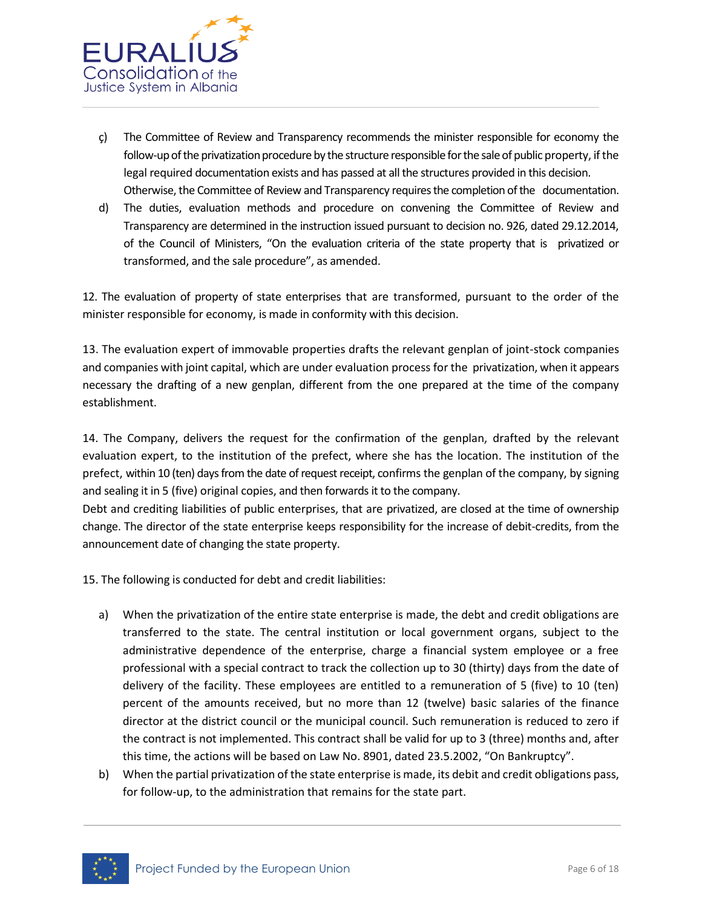ç) The Committee of Review and Transparency recommends the minister responsible for economy the follow-up of the privatization procedure by the structure responsible for the sale of public property, if the legal required documentation exists and has passed at all the structures provided in this decision. Otherwise, the Committee of Review and Transparency requires the completion of the documentation.

d) The duties, evaluation methods and procedure on convening the Committee of Review and Transparency are determined in the instruction issued pursuant to decision no. 926, dated 29.12.2014, of the Council of Ministers, "On the evaluation criteria of the state property that is privatized or transformed, and the sale procedure", as amended.

12. The evaluation of property of state enterprises that are transformed, pursuant to the order of the minister responsible for economy, is made in conformity with this decision.

13. The evaluation expert of immovable properties drafts the relevant genplan of joint-stock companies and companies with joint capital, which are under evaluation process for the privatization, when it appears necessary the drafting of a new genplan, different from the one prepared at the time of the company establishment.

14. The Company, delivers the request for the confirmation of the genplan, drafted by the relevant evaluation expert, to the institution of the prefect, where she has the location. The institution of the prefect, within 10 (ten) days from the date of request receipt, confirms the genplan of the company, by signing and sealing it in 5 (five) original copies, and then forwards it to the company.
Debt and crediting liabilities of public enterprises, that are privatized, are closed at the time of ownership change. The director of the state enterprise keeps responsibility for the increase of debit-credits, from the announcement date of changing the state property.

15. The following is conducted for debt and credit liabilities:

a) When the privatization of the entire state enterprise is made, the debt and credit obligations are transferred to the state. The central institution or local government organs, subject to the administrative dependence of the enterprise, charge a financial system employee or a free professional with a special contract to track the collection up to 30 (thirty) days from the date of delivery of the facility. These employees are entitled to a remuneration of 5 (five) to 10 (ten) percent of the amounts received, but no more than 12 (twelve) basic salaries of the finance director at the district council or the municipal council. Such remuneration is reduced to zero if the contract is not implemented. This contract shall be valid for up to 3 (three) months and, after this time, the actions will be based on Law No. 8901, dated 23.5.2002, "On Bankruptcy".

b) When the partial privatization of the state enterprise is made, its debit and credit obligations pass, for follow-up, to the administration that remains for the state part.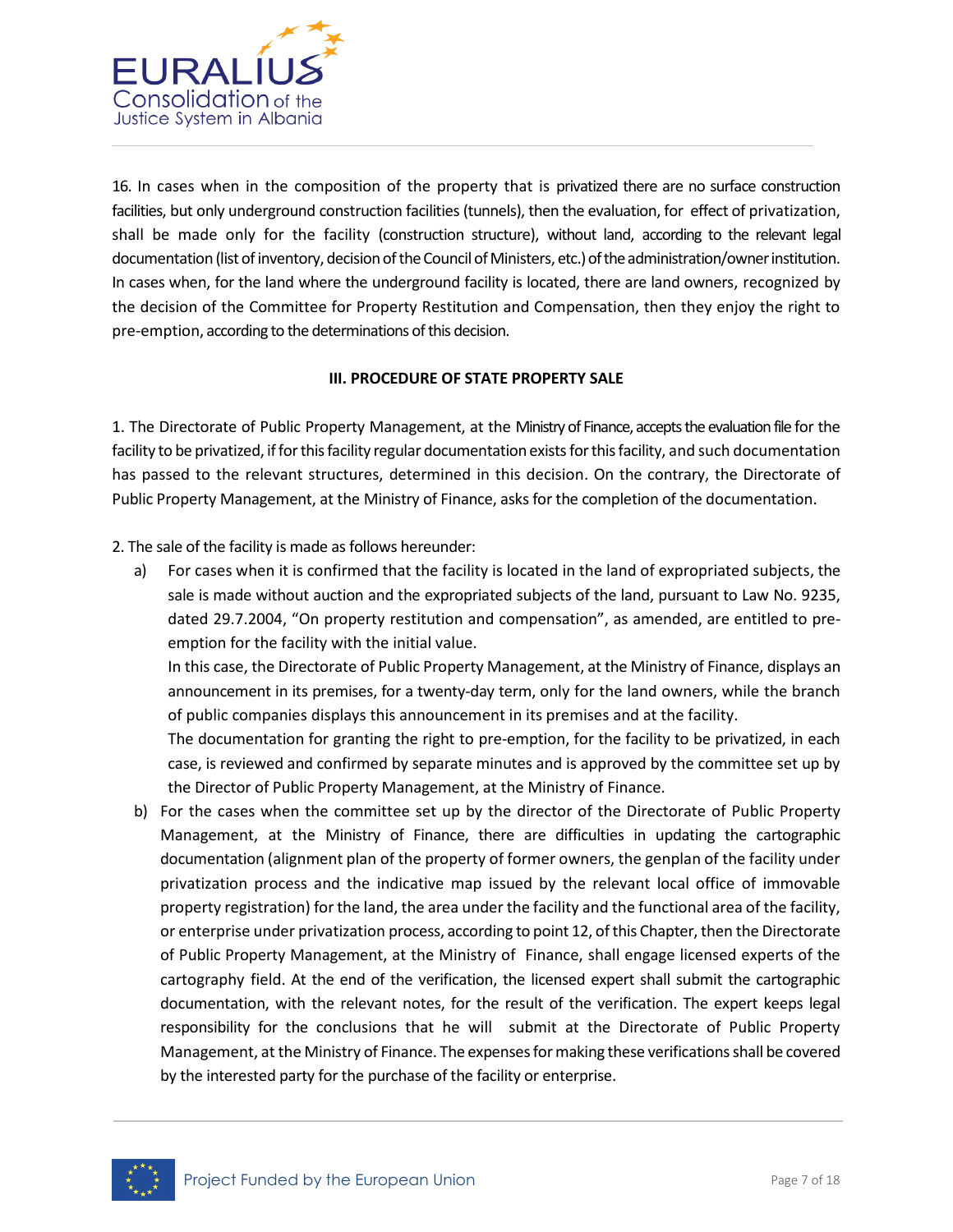16. In cases when in the composition of the property that is privatized there are no surface construction facilities, but only underground construction facilities (tunnels), then the evaluation, for effect of privatization, shall be made only for the facility (construction structure), without land, according to the relevant legal documentation (list of inventory, decision of the Council of Ministers, etc.) of the administration/owner institution. In cases when, for the land where the underground facility is located, there are land owners, recognized by the decision of the Committee for Property Restitution and Compensation, then they enjoy the right to pre-emption, according to the determinations of this decision.

### III. PROCEDURE OF STATE PROPERTY SALE

1. The Directorate of Public Property Management, at the Ministry of Finance, accepts the evaluation file for the facility to be privatized, if for this facility regular documentation exists for this facility, and such documentation has passed to the relevant structures, determined in this decision. On the contrary, the Directorate of Public Property Management, at the Ministry of Finance, asks for the completion of the documentation.

2. The sale of the facility is made as follows hereunder:

a) For cases when it is confirmed that the facility is located in the land of expropriated subjects, the sale is made without auction and the expropriated subjects of the land, pursuant to Law No. 9235, dated 29.7.2004, "On property restitution and compensation", as amended, are entitled to pre-emption for the facility with the initial value.
   In this case, the Directorate of Public Property Management, at the Ministry of Finance, displays an announcement in its premises, for a twenty-day term, only for the land owners, while the branch of public companies displays this announcement in its premises and at the facility.
   The documentation for granting the right to pre-emption, for the facility to be privatized, in each case, is reviewed and confirmed by separate minutes and is approved by the committee set up by the Director of Public Property Management, at the Ministry of Finance.

b) For the cases when the committee set up by the director of the Directorate of Public Property Management, at the Ministry of Finance, there are difficulties in updating the cartographic documentation (alignment plan of the property of former owners, the genplan of the facility under privatization process and the indicative map issued by the relevant local office of immovable property registration) for the land, the area under the facility and the functional area of the facility, or enterprise under privatization process, according to point 12, of this Chapter, then the Directorate of Public Property Management, at the Ministry of Finance, shall engage licensed experts of the cartography field. At the end of the verification, the licensed expert shall submit the cartographic documentation, with the relevant notes, for the result of the verification. The expert keeps legal responsibility for the conclusions that he will submit at the Directorate of Public Property Management, at the Ministry of Finance. The expenses for making these verifications shall be covered by the interested party for the purchase of the facility or enterprise.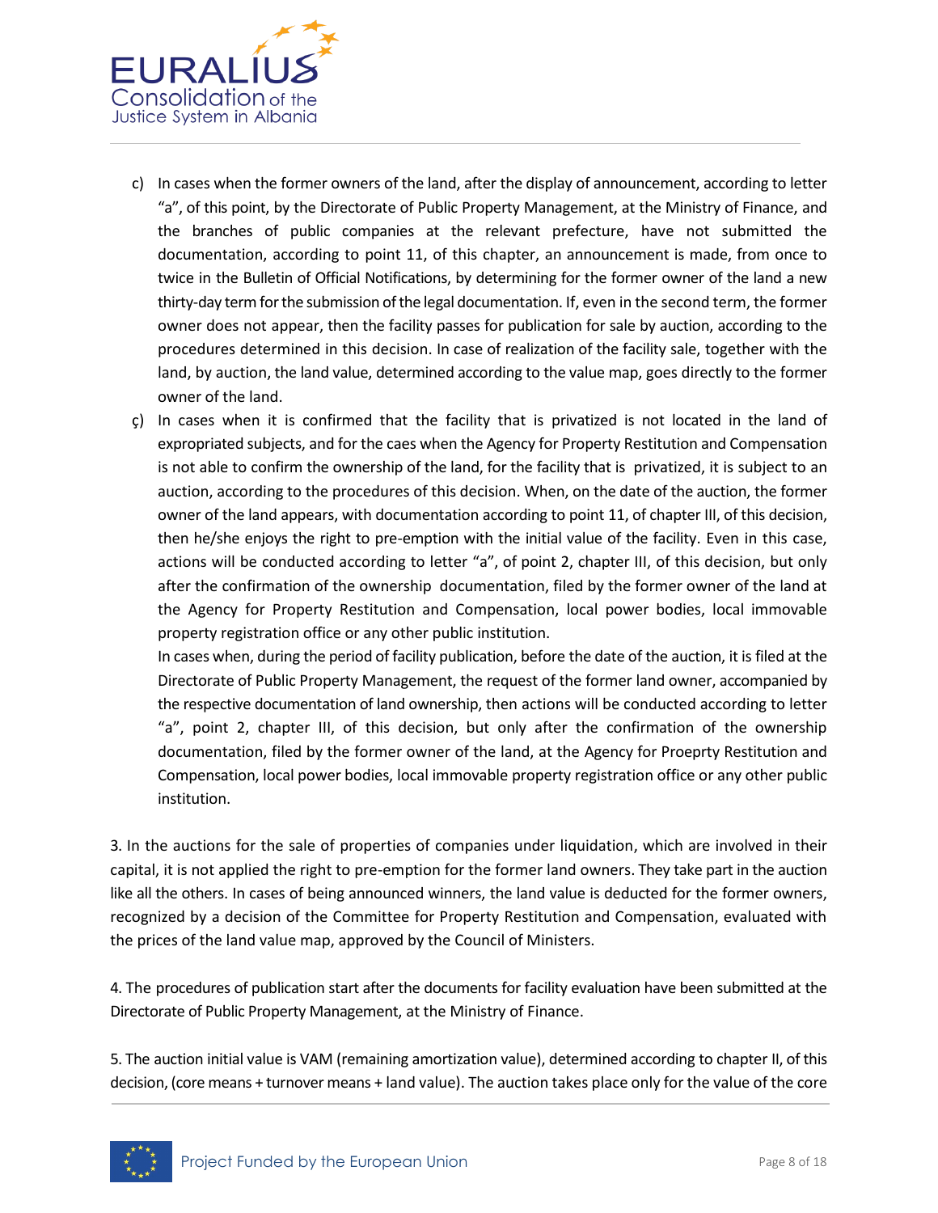c) In cases when the former owners of the land, after the display of announcement, according to letter "a", of this point, by the Directorate of Public Property Management, at the Ministry of Finance, and the branches of public companies at the relevant prefecture, have not submitted the documentation, according to point 11, of this chapter, an announcement is made, from once to twice in the Bulletin of Official Notifications, by determining for the former owner of the land a new thirty-day term for the submission of the legal documentation. If, even in the second term, the former owner does not appear, then the facility passes for publication for sale by auction, according to the procedures determined in this decision. In case of realization of the facility sale, together with the land, by auction, the land value, determined according to the value map, goes directly to the former owner of the land.

ç) In cases when it is confirmed that the facility that is privatized is not located in the land of expropriated subjects, and for the caes when the Agency for Property Restitution and Compensation is not able to confirm the ownership of the land, for the facility that is privatized, it is subject to an auction, according to the procedures of this decision. When, on the date of the auction, the former owner of the land appears, with documentation according to point 11, of chapter III, of this decision, then he/she enjoys the right to pre-emption with the initial value of the facility. Even in this case, actions will be conducted according to letter "a", of point 2, chapter III, of this decision, but only after the confirmation of the ownership documentation, filed by the former owner of the land at the Agency for Property Restitution and Compensation, local power bodies, local immovable property registration office or any other public institution.

   In cases when, during the period of facility publication, before the date of the auction, it is filed at the Directorate of Public Property Management, the request of the former land owner, accompanied by the respective documentation of land ownership, then actions will be conducted according to letter "a", point 2, chapter III, of this decision, but only after the confirmation of the ownership documentation, filed by the former owner of the land, at the Agency for Proeprty Restitution and Compensation, local power bodies, local immovable property registration office or any other public institution.

3. In the auctions for the sale of properties of companies under liquidation, which are involved in their capital, it is not applied the right to pre-emption for the former land owners. They take part in the auction like all the others. In cases of being announced winners, the land value is deducted for the former owners, recognized by a decision of the Committee for Property Restitution and Compensation, evaluated with the prices of the land value map, approved by the Council of Ministers.

4. The procedures of publication start after the documents for facility evaluation have been submitted at the Directorate of Public Property Management, at the Ministry of Finance.

5. The auction initial value is VAM (remaining amortization value), determined according to chapter II, of this decision, (core means + turnover means + land value). The auction takes place only for the value of the core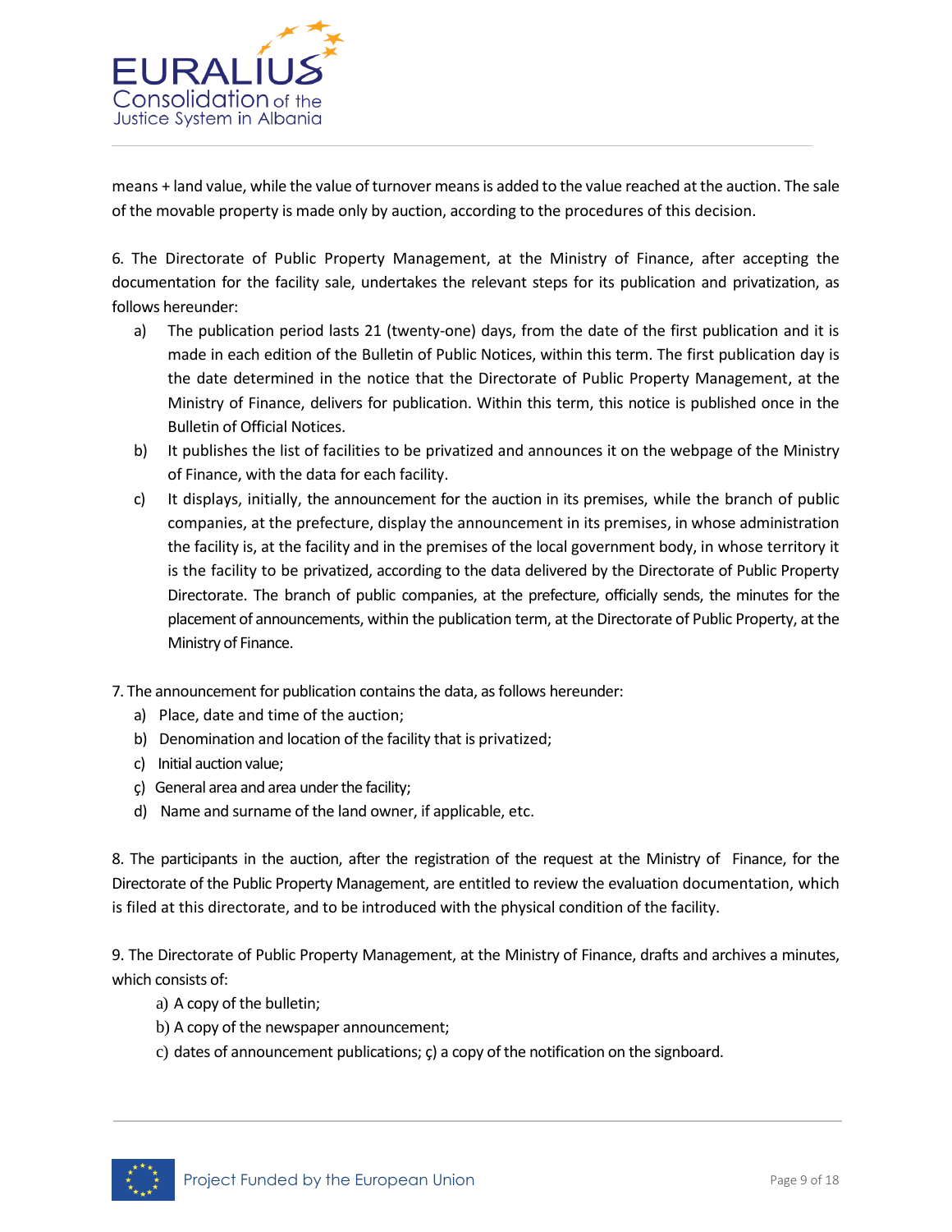means + land value, while the value of turnover means is added to the value reached at the auction. The sale of the movable property is made only by auction, according to the procedures of this decision.

6. The Directorate of Public Property Management, at the Ministry of Finance, after accepting the documentation for the facility sale, undertakes the relevant steps for its publication and privatization, as follows hereunder:

a) The publication period lasts 21 (twenty-one) days, from the date of the first publication and it is made in each edition of the Bulletin of Public Notices, within this term. The first publication day is the date determined in the notice that the Directorate of Public Property Management, at the Ministry of Finance, delivers for publication. Within this term, this notice is published once in the Bulletin of Official Notices.

b) It publishes the list of facilities to be privatized and announces it on the webpage of the Ministry of Finance, with the data for each facility.

c) It displays, initially, the announcement for the auction in its premises, while the branch of public companies, at the prefecture, display the announcement in its premises, in whose administration the facility is, at the facility and in the premises of the local government body, in whose territory it is the facility to be privatized, according to the data delivered by the Directorate of Public Property Directorate. The branch of public companies, at the prefecture, officially sends, the minutes for the placement of announcements, within the publication term, at the Directorate of Public Property, at the Ministry of Finance.

7. The announcement for publication contains the data, as follows hereunder:

a) Place, date and time of the auction;

b) Denomination and location of the facility that is privatized;

c) Initial auction value;

ç) General area and area under the facility;

d) Name and surname of the land owner, if applicable, etc.

8. The participants in the auction, after the registration of the request at the Ministry of Finance, for the Directorate of the Public Property Management, are entitled to review the evaluation documentation, which is filed at this directorate, and to be introduced with the physical condition of the facility.

9. The Directorate of Public Property Management, at the Ministry of Finance, drafts and archives a minutes, which consists of:

a) A copy of the bulletin;

b) A copy of the newspaper announcement;

c) dates of announcement publications; ç) a copy of the notification on the signboard.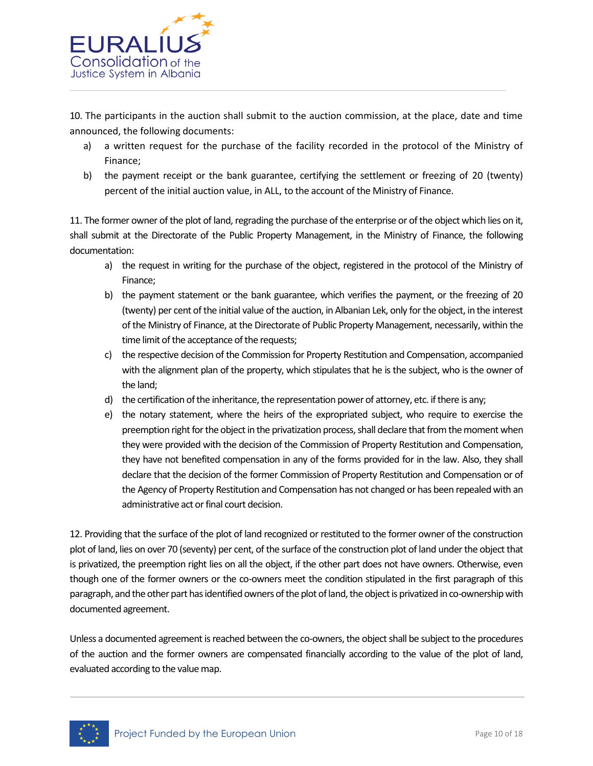10. The participants in the auction shall submit to the auction commission, at the place, date and time announced, the following documents:

a) a written request for the purchase of the facility recorded in the protocol of the Ministry of Finance;

b) the payment receipt or the bank guarantee, certifying the settlement or freezing of 20 (twenty) percent of the initial auction value, in ALL, to the account of the Ministry of Finance.

11. The former owner of the plot of land, regrading the purchase of the enterprise or of the object which lies on it, shall submit at the Directorate of the Public Property Management, in the Ministry of Finance, the following documentation:

a) the request in writing for the purchase of the object, registered in the protocol of the Ministry of Finance;

b) the payment statement or the bank guarantee, which verifies the payment, or the freezing of 20 (twenty) per cent of the initial value of the auction, in Albanian Lek, only for the object, in the interest of the Ministry of Finance, at the Directorate of Public Property Management, necessarily, within the time limit of the acceptance of the requests;

c) the respective decision of the Commission for Property Restitution and Compensation, accompanied with the alignment plan of the property, which stipulates that he is the subject, who is the owner of the land;

d) the certification of the inheritance, the representation power of attorney, etc. if there is any;

e) the notary statement, where the heirs of the expropriated subject, who require to exercise the preemption right for the object in the privatization process, shall declare that from the moment when they were provided with the decision of the Commission of Property Restitution and Compensation, they have not benefited compensation in any of the forms provided for in the law. Also, they shall declare that the decision of the former Commission of Property Restitution and Compensation or of the Agency of Property Restitution and Compensation has not changed or has been repealed with an administrative act or final court decision.

12. Providing that the surface of the plot of land recognized or restituted to the former owner of the construction plot of land, lies on over 70 (seventy) per cent, of the surface of the construction plot of land under the object that is privatized, the preemption right lies on all the object, if the other part does not have owners. Otherwise, even though one of the former owners or the co-owners meet the condition stipulated in the first paragraph of this paragraph, and the other part has identified owners of the plot of land, the object is privatized in co-ownership with documented agreement.

Unless a documented agreement is reached between the co-owners, the object shall be subject to the procedures of the auction and the former owners are compensated financially according to the value of the plot of land, evaluated according to the value map.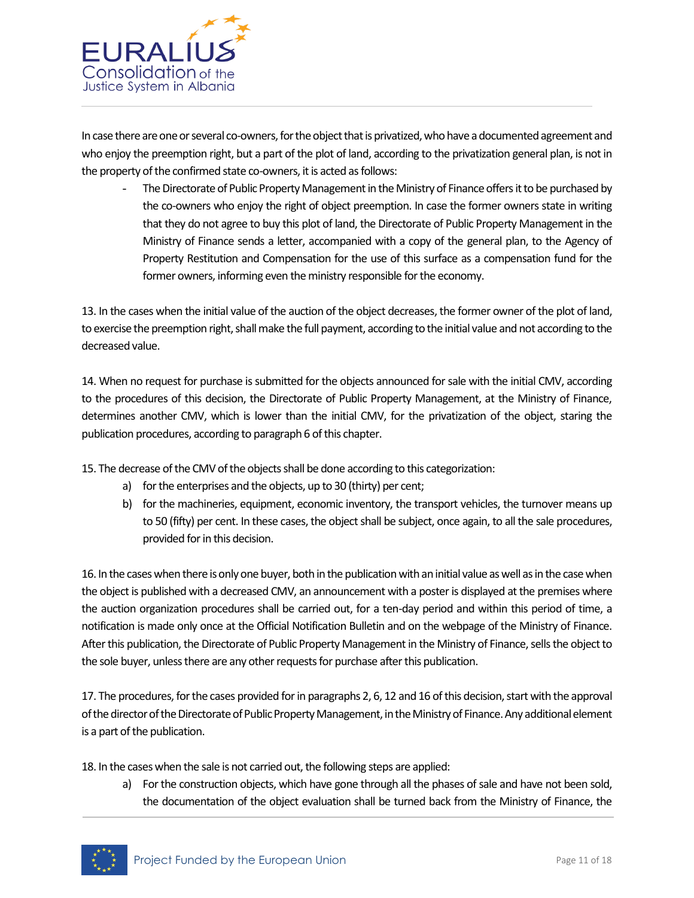In case there are one or several co-owners, for the object that is privatized, who have a documented agreement and who enjoy the preemption right, but a part of the plot of land, according to the privatization general plan, is not in the property of the confirmed state co-owners, it is acted as follows:

- The Directorate of Public Property Management in the Ministry of Finance offers it to be purchased by the co-owners who enjoy the right of object preemption. In case the former owners state in writing that they do not agree to buy this plot of land, the Directorate of Public Property Management in the Ministry of Finance sends a letter, accompanied with a copy of the general plan, to the Agency of Property Restitution and Compensation for the use of this surface as a compensation fund for the former owners, informing even the ministry responsible for the economy.

13. In the cases when the initial value of the auction of the object decreases, the former owner of the plot of land, to exercise the preemption right, shall make the full payment, according to the initial value and not according to the decreased value.

14. When no request for purchase is submitted for the objects announced for sale with the initial CMV, according to the procedures of this decision, the Directorate of Public Property Management, at the Ministry of Finance, determines another CMV, which is lower than the initial CMV, for the privatization of the object, staring the publication procedures, according to paragraph 6 of this chapter.

15. The decrease of the CMV of the objects shall be done according to this categorization:

a) for the enterprises and the objects, up to 30 (thirty) per cent;

b) for the machineries, equipment, economic inventory, the transport vehicles, the turnover means up to 50 (fifty) per cent. In these cases, the object shall be subject, once again, to all the sale procedures, provided for in this decision.

16. In the cases when there is only one buyer, both in the publication with an initial value as well as in the case when the object is published with a decreased CMV, an announcement with a poster is displayed at the premises where the auction organization procedures shall be carried out, for a ten-day period and within this period of time, a notification is made only once at the Official Notification Bulletin and on the webpage of the Ministry of Finance. After this publication, the Directorate of Public Property Management in the Ministry of Finance, sells the object to the sole buyer, unless there are any other requests for purchase after this publication.

17. The procedures, for the cases provided for in paragraphs 2, 6, 12 and 16 of this decision, start with the approval of the director of the Directorate of Public Property Management, in the Ministry of Finance. Any additional element is a part of the publication.

18. In the cases when the sale is not carried out, the following steps are applied:

a) For the construction objects, which have gone through all the phases of sale and have not been sold, the documentation of the object evaluation shall be turned back from the Ministry of Finance, the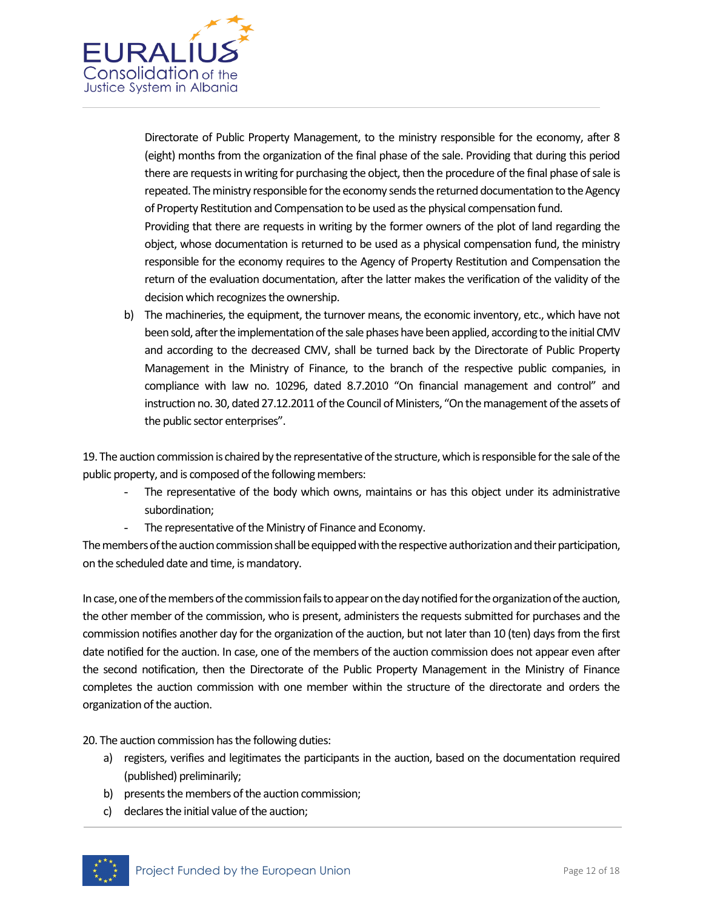Directorate of Public Property Management, to the ministry responsible for the economy, after 8 (eight) months from the organization of the final phase of the sale. Providing that during this period there are requests in writing for purchasing the object, then the procedure of the final phase of sale is repeated. The ministry responsible for the economy sends the returned documentation to the Agency of Property Restitution and Compensation to be used as the physical compensation fund.

Providing that there are requests in writing by the former owners of the plot of land regarding the object, whose documentation is returned to be used as a physical compensation fund, the ministry responsible for the economy requires to the Agency of Property Restitution and Compensation the return of the evaluation documentation, after the latter makes the verification of the validity of the decision which recognizes the ownership.

b) The machineries, the equipment, the turnover means, the economic inventory, etc., which have not been sold, after the implementation of the sale phases have been applied, according to the initial CMV and according to the decreased CMV, shall be turned back by the Directorate of Public Property Management in the Ministry of Finance, to the branch of the respective public companies, in compliance with law no. 10296, dated 8.7.2010 "On financial management and control" and instruction no. 30, dated 27.12.2011 of the Council of Ministers, "On the management of the assets of the public sector enterprises".

19. The auction commission is chaired by the representative of the structure, which is responsible for the sale of the public property, and is composed of the following members:

- The representative of the body which owns, maintains or has this object under its administrative subordination;
- The representative of the Ministry of Finance and Economy.

The members of the auction commission shall be equipped with the respective authorization and their participation, on the scheduled date and time, is mandatory.

In case, one of the members of the commission fails to appear on the day notified for the organization of the auction, the other member of the commission, who is present, administers the requests submitted for purchases and the commission notifies another day for the organization of the auction, but not later than 10 (ten) days from the first date notified for the auction. In case, one of the members of the auction commission does not appear even after the second notification, then the Directorate of the Public Property Management in the Ministry of Finance completes the auction commission with one member within the structure of the directorate and orders the organization of the auction.

20. The auction commission has the following duties:

a) registers, verifies and legitimates the participants in the auction, based on the documentation required (published) preliminarily;
b) presents the members of the auction commission;
c) declares the initial value of the auction;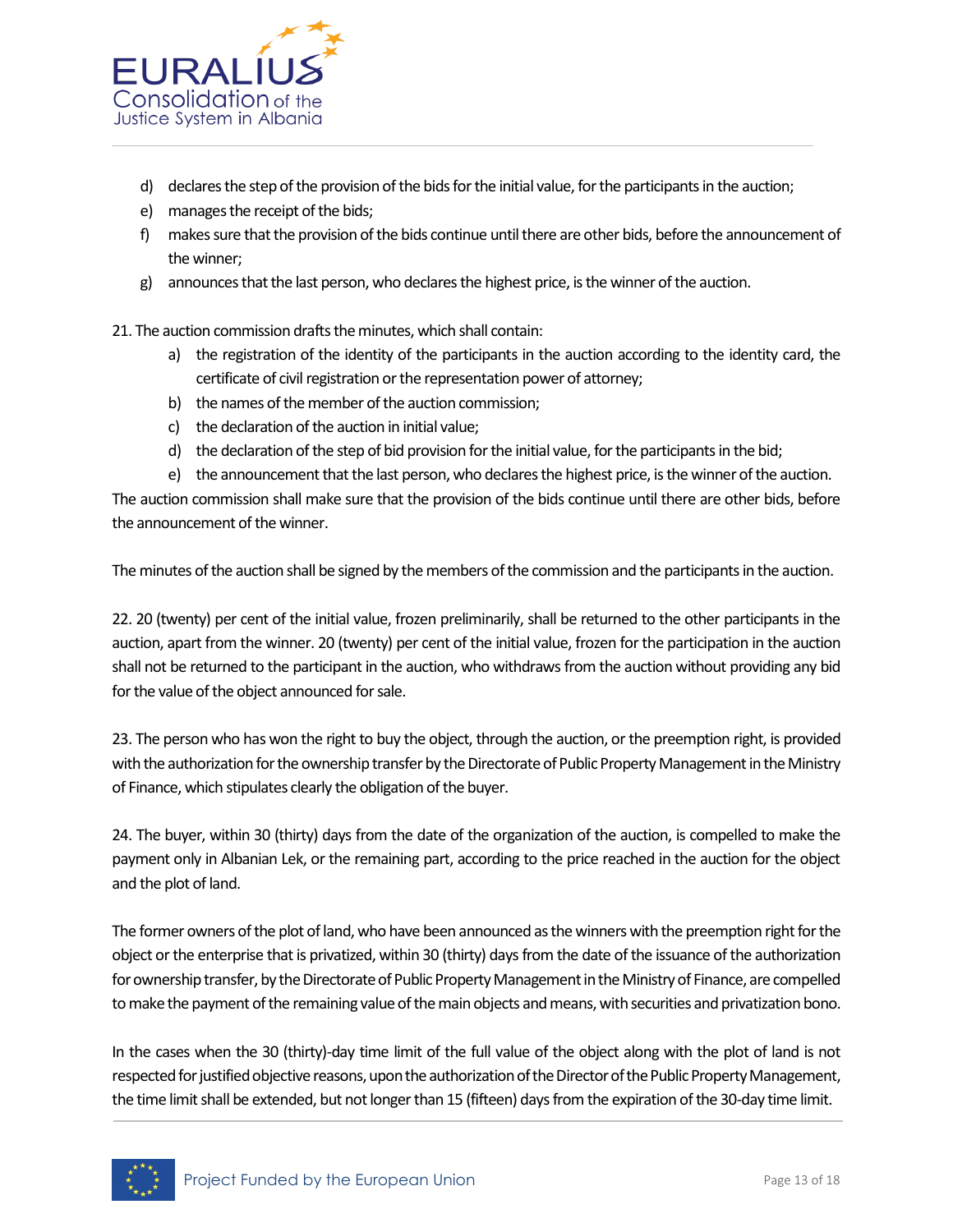d) declares the step of the provision of the bids for the initial value, for the participants in the auction;
e) manages the receipt of the bids;
f) makes sure that the provision of the bids continue until there are other bids, before the announcement of the winner;
g) announces that the last person, who declares the highest price, is the winner of the auction.

21. The auction commission drafts the minutes, which shall contain:

a) the registration of the identity of the participants in the auction according to the identity card, the certificate of civil registration or the representation power of attorney;
b) the names of the member of the auction commission;
c) the declaration of the auction in initial value;
d) the declaration of the step of bid provision for the initial value, for the participants in the bid;
e) the announcement that the last person, who declares the highest price, is the winner of the auction.

The auction commission shall make sure that the provision of the bids continue until there are other bids, before the announcement of the winner.

The minutes of the auction shall be signed by the members of the commission and the participants in the auction.

22. 20 (twenty) per cent of the initial value, frozen preliminarily, shall be returned to the other participants in the auction, apart from the winner. 20 (twenty) per cent of the initial value, frozen for the participation in the auction shall not be returned to the participant in the auction, who withdraws from the auction without providing any bid for the value of the object announced for sale.

23. The person who has won the right to buy the object, through the auction, or the preemption right, is provided with the authorization for the ownership transfer by the Directorate of Public Property Management in the Ministry of Finance, which stipulates clearly the obligation of the buyer.

24. The buyer, within 30 (thirty) days from the date of the organization of the auction, is compelled to make the payment only in Albanian Lek, or the remaining part, according to the price reached in the auction for the object and the plot of land.

The former owners of the plot of land, who have been announced as the winners with the preemption right for the object or the enterprise that is privatized, within 30 (thirty) days from the date of the issuance of the authorization for ownership transfer, by the Directorate of Public Property Management in the Ministry of Finance, are compelled to make the payment of the remaining value of the main objects and means, with securities and privatization bono.

In the cases when the 30 (thirty)-day time limit of the full value of the object along with the plot of land is not respected for justified objective reasons, upon the authorization of the Director of the Public Property Management, the time limit shall be extended, but not longer than 15 (fifteen) days from the expiration of the 30-day time limit.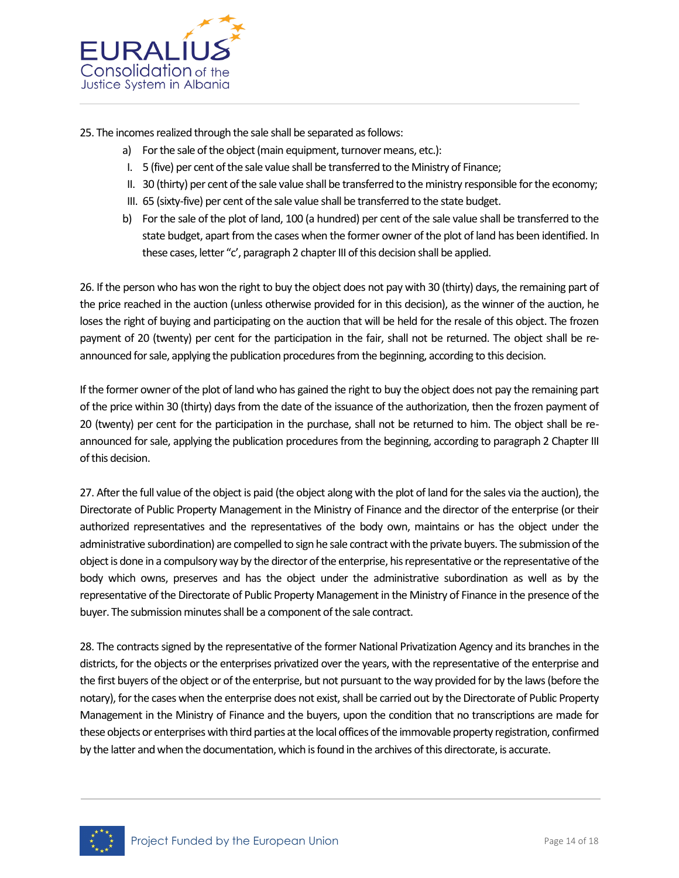25. The incomes realized through the sale shall be separated as follows:

a) For the sale of the object (main equipment, turnover means, etc.):

I. 5 (five) per cent of the sale value shall be transferred to the Ministry of Finance;

II. 30 (thirty) per cent of the sale value shall be transferred to the ministry responsible for the economy;

III. 65 (sixty-five) per cent of the sale value shall be transferred to the state budget.

b) For the sale of the plot of land, 100 (a hundred) per cent of the sale value shall be transferred to the state budget, apart from the cases when the former owner of the plot of land has been identified. In these cases, letter "c', paragraph 2 chapter III of this decision shall be applied.

26. If the person who has won the right to buy the object does not pay with 30 (thirty) days, the remaining part of the price reached in the auction (unless otherwise provided for in this decision), as the winner of the auction, he loses the right of buying and participating on the auction that will be held for the resale of this object. The frozen payment of 20 (twenty) per cent for the participation in the fair, shall not be returned. The object shall be re-announced for sale, applying the publication procedures from the beginning, according to this decision.

If the former owner of the plot of land who has gained the right to buy the object does not pay the remaining part of the price within 30 (thirty) days from the date of the issuance of the authorization, then the frozen payment of 20 (twenty) per cent for the participation in the purchase, shall not be returned to him. The object shall be re-announced for sale, applying the publication procedures from the beginning, according to paragraph 2 Chapter III of this decision.

27. After the full value of the object is paid (the object along with the plot of land for the sales via the auction), the Directorate of Public Property Management in the Ministry of Finance and the director of the enterprise (or their authorized representatives and the representatives of the body own, maintains or has the object under the administrative subordination) are compelled to sign he sale contract with the private buyers. The submission of the object is done in a compulsory way by the director of the enterprise, his representative or the representative of the body which owns, preserves and has the object under the administrative subordination as well as by the representative of the Directorate of Public Property Management in the Ministry of Finance in the presence of the buyer. The submission minutes shall be a component of the sale contract.

28. The contracts signed by the representative of the former National Privatization Agency and its branches in the districts, for the objects or the enterprises privatized over the years, with the representative of the enterprise and the first buyers of the object or of the enterprise, but not pursuant to the way provided for by the laws (before the notary), for the cases when the enterprise does not exist, shall be carried out by the Directorate of Public Property Management in the Ministry of Finance and the buyers, upon the condition that no transcriptions are made for these objects or enterprises with third parties at the local offices of the immovable property registration, confirmed by the latter and when the documentation, which is found in the archives of this directorate, is accurate.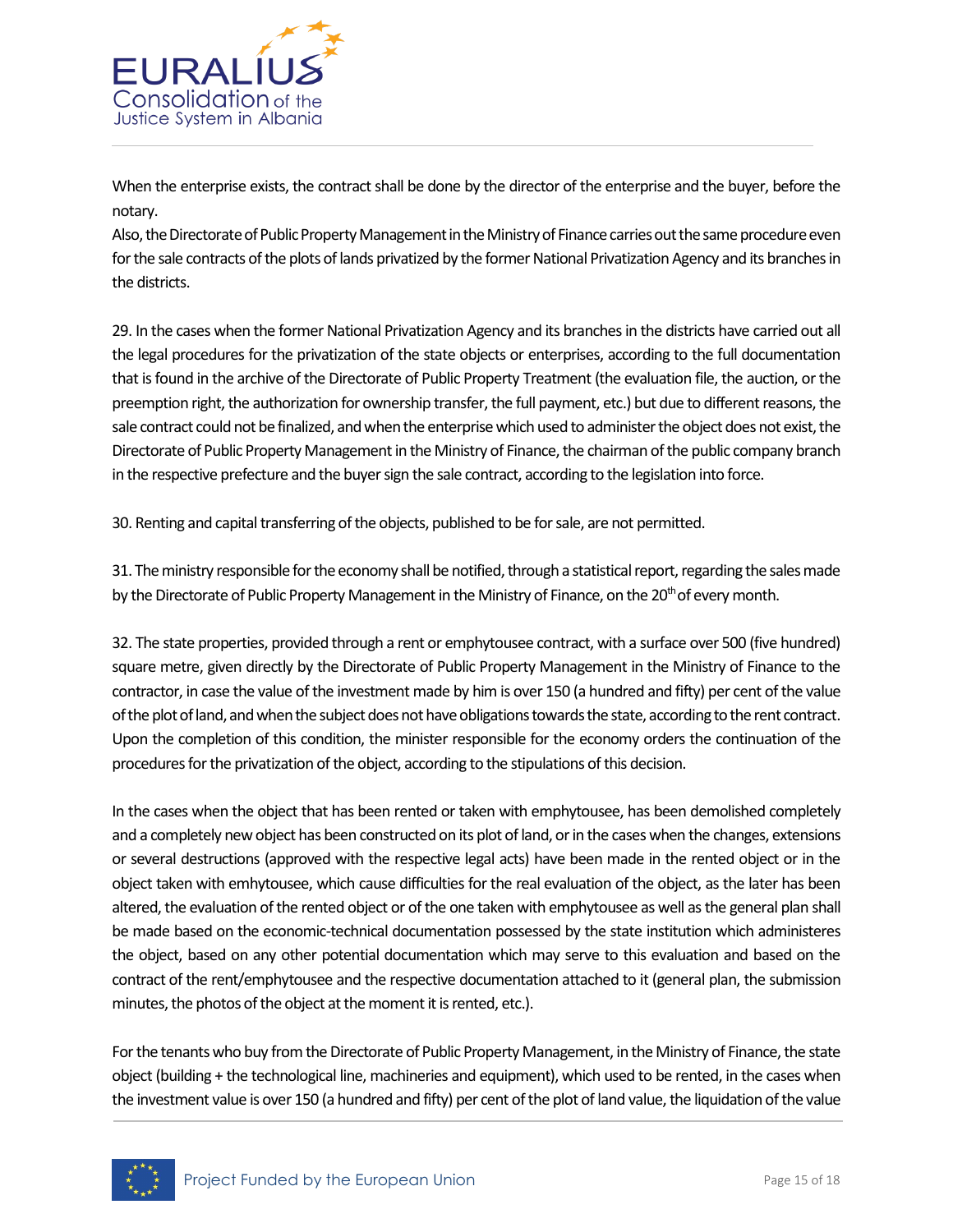When the enterprise exists, the contract shall be done by the director of the enterprise and the buyer, before the notary.
Also, the Directorate of Public Property Management in the Ministry of Finance carries out the same procedure even for the sale contracts of the plots of lands privatized by the former National Privatization Agency and its branches in the districts.

29. In the cases when the former National Privatization Agency and its branches in the districts have carried out all the legal procedures for the privatization of the state objects or enterprises, according to the full documentation that is found in the archive of the Directorate of Public Property Treatment (the evaluation file, the auction, or the preemption right, the authorization for ownership transfer, the full payment, etc.) but due to different reasons, the sale contract could not be finalized, and when the enterprise which used to administer the object does not exist, the Directorate of Public Property Management in the Ministry of Finance, the chairman of the public company branch in the respective prefecture and the buyer sign the sale contract, according to the legislation into force.

30. Renting and capital transferring of the objects, published to be for sale, are not permitted.

31. The ministry responsible for the economy shall be notified, through a statistical report, regarding the sales made by the Directorate of Public Property Management in the Ministry of Finance, on the 20th of every month.

32. The state properties, provided through a rent or emphytousee contract, with a surface over 500 (five hundred) square metre, given directly by the Directorate of Public Property Management in the Ministry of Finance to the contractor, in case the value of the investment made by him is over 150 (a hundred and fifty) per cent of the value of the plot of land, and when the subject does not have obligations towards the state, according to the rent contract. Upon the completion of this condition, the minister responsible for the economy orders the continuation of the procedures for the privatization of the object, according to the stipulations of this decision.

In the cases when the object that has been rented or taken with emphytousee, has been demolished completely and a completely new object has been constructed on its plot of land, or in the cases when the changes, extensions or several destructions (approved with the respective legal acts) have been made in the rented object or in the object taken with emhytousee, which cause difficulties for the real evaluation of the object, as the later has been altered, the evaluation of the rented object or of the one taken with emphytousee as well as the general plan shall be made based on the economic-technical documentation possessed by the state institution which administeres the object, based on any other potential documentation which may serve to this evaluation and based on the contract of the rent/emphytousee and the respective documentation attached to it (general plan, the submission minutes, the photos of the object at the moment it is rented, etc.).

For the tenants who buy from the Directorate of Public Property Management, in the Ministry of Finance, the state object (building + the technological line, machineries and equipment), which used to be rented, in the cases when the investment value is over 150 (a hundred and fifty) per cent of the plot of land value, the liquidation of the value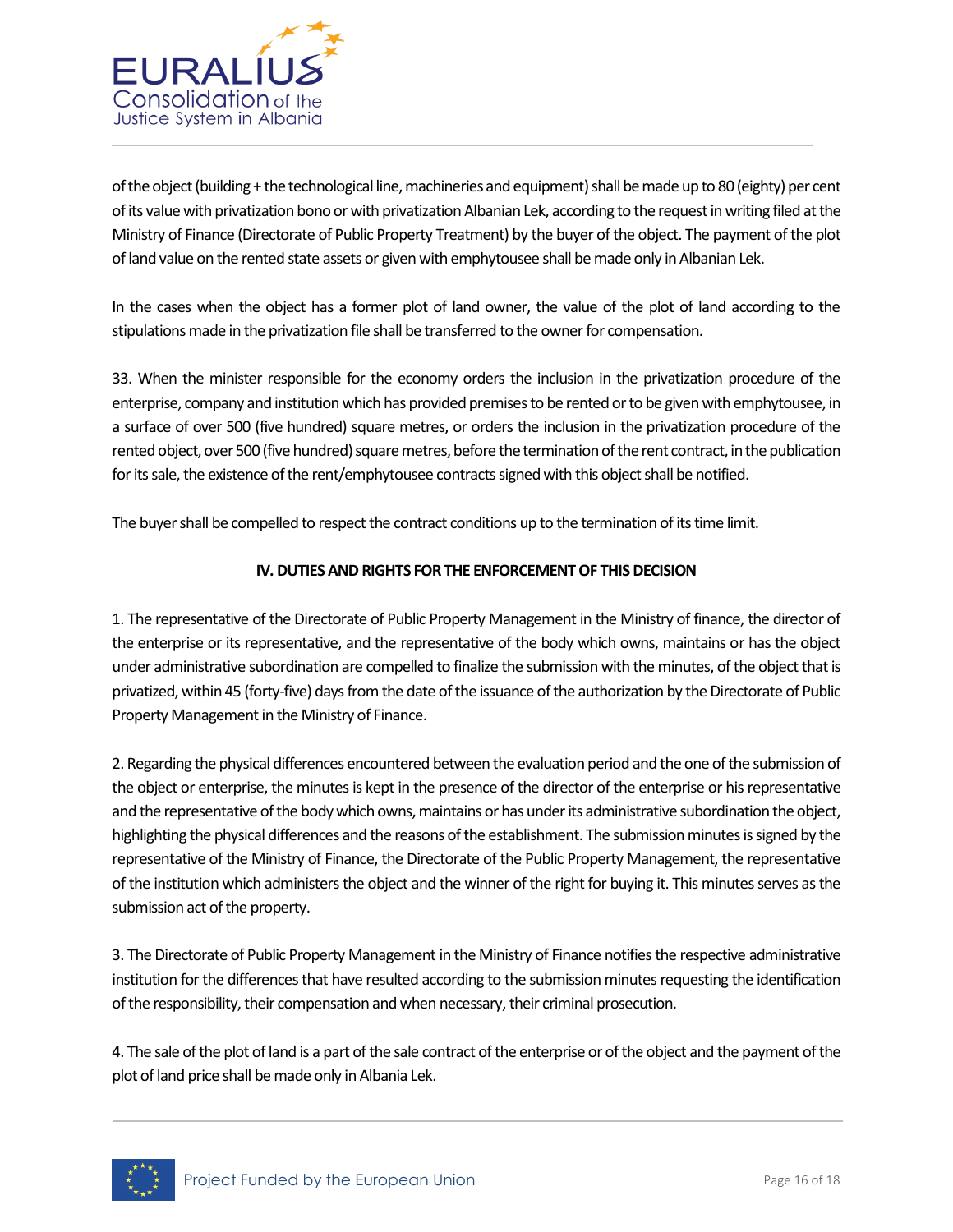of the object (building + the technological line, machineries and equipment) shall be made up to 80 (eighty) per cent of its value with privatization bono or with privatization Albanian Lek, according to the request in writing filed at the Ministry of Finance (Directorate of Public Property Treatment) by the buyer of the object. The payment of the plot of land value on the rented state assets or given with emphytousee shall be made only in Albanian Lek.

In the cases when the object has a former plot of land owner, the value of the plot of land according to the stipulations made in the privatization file shall be transferred to the owner for compensation.

33. When the minister responsible for the economy orders the inclusion in the privatization procedure of the enterprise, company and institution which has provided premises to be rented or to be given with emphytousee, in a surface of over 500 (five hundred) square metres, or orders the inclusion in the privatization procedure of the rented object, over 500 (five hundred) square metres, before the termination of the rent contract, in the publication for its sale, the existence of the rent/emphytousee contracts signed with this object shall be notified.

The buyer shall be compelled to respect the contract conditions up to the termination of its time limit.

## IV. DUTIES AND RIGHTS FOR THE ENFORCEMENT OF THIS DECISION

1. The representative of the Directorate of Public Property Management in the Ministry of finance, the director of the enterprise or its representative, and the representative of the body which owns, maintains or has the object under administrative subordination are compelled to finalize the submission with the minutes, of the object that is privatized, within 45 (forty-five) days from the date of the issuance of the authorization by the Directorate of Public Property Management in the Ministry of Finance.

2. Regarding the physical differences encountered between the evaluation period and the one of the submission of the object or enterprise, the minutes is kept in the presence of the director of the enterprise or his representative and the representative of the body which owns, maintains or has under its administrative subordination the object, highlighting the physical differences and the reasons of the establishment. The submission minutes is signed by the representative of the Ministry of Finance, the Directorate of the Public Property Management, the representative of the institution which administers the object and the winner of the right for buying it. This minutes serves as the submission act of the property.

3. The Directorate of Public Property Management in the Ministry of Finance notifies the respective administrative institution for the differences that have resulted according to the submission minutes requesting the identification of the responsibility, their compensation and when necessary, their criminal prosecution.

4. The sale of the plot of land is a part of the sale contract of the enterprise or of the object and the payment of the plot of land price shall be made only in Albania Lek.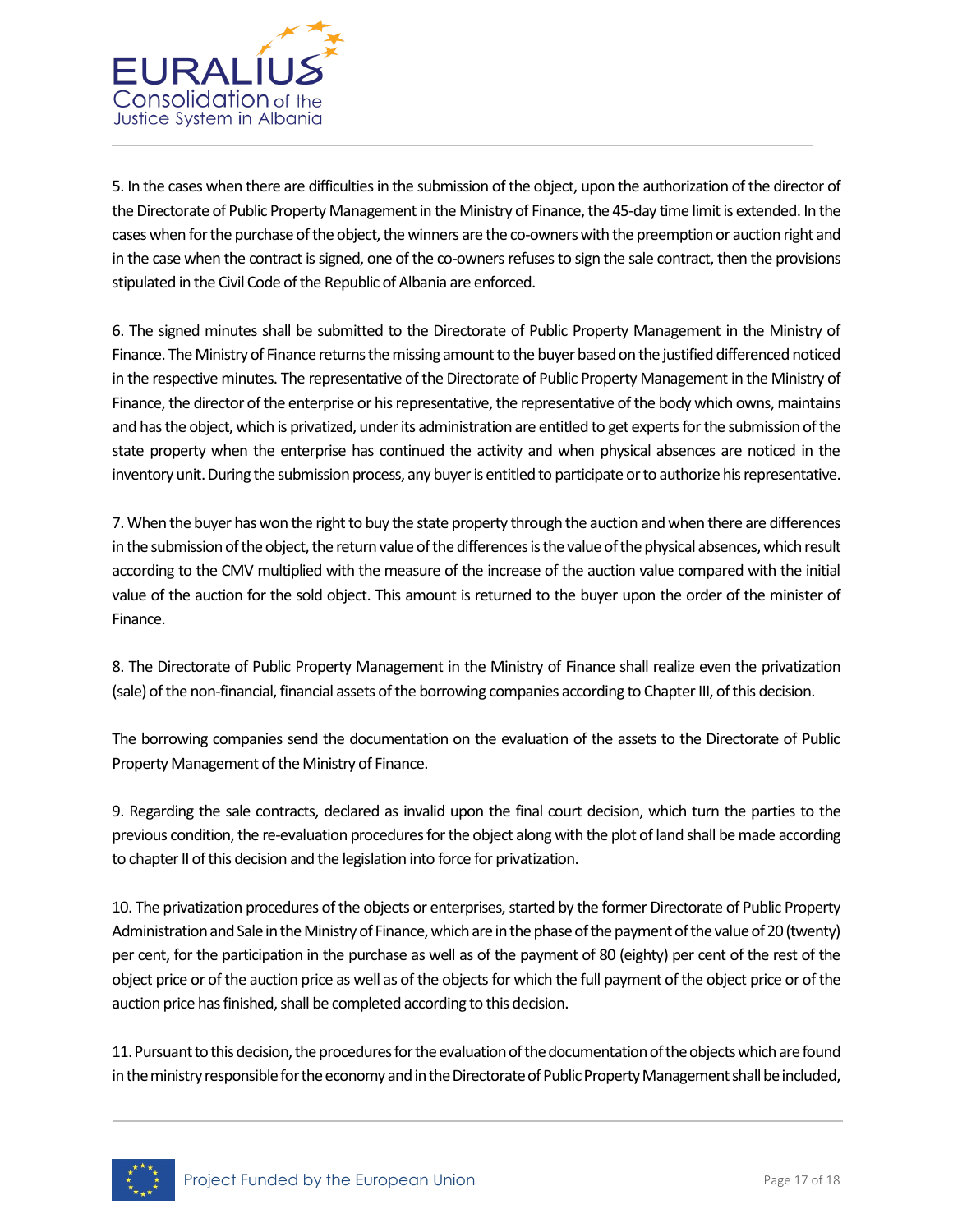5. In the cases when there are difficulties in the submission of the object, upon the authorization of the director of the Directorate of Public Property Management in the Ministry of Finance, the 45-day time limit is extended. In the cases when for the purchase of the object, the winners are the co-owners with the preemption or auction right and in the case when the contract is signed, one of the co-owners refuses to sign the sale contract, then the provisions stipulated in the Civil Code of the Republic of Albania are enforced.

6. The signed minutes shall be submitted to the Directorate of Public Property Management in the Ministry of Finance. The Ministry of Finance returns the missing amount to the buyer based on the justified differenced noticed in the respective minutes. The representative of the Directorate of Public Property Management in the Ministry of Finance, the director of the enterprise or his representative, the representative of the body which owns, maintains and has the object, which is privatized, under its administration are entitled to get experts for the submission of the state property when the enterprise has continued the activity and when physical absences are noticed in the inventory unit. During the submission process, any buyer is entitled to participate or to authorize his representative.

7. When the buyer has won the right to buy the state property through the auction and when there are differences in the submission of the object, the return value of the differences is the value of the physical absences, which result according to the CMV multiplied with the measure of the increase of the auction value compared with the initial value of the auction for the sold object. This amount is returned to the buyer upon the order of the minister of Finance.

8. The Directorate of Public Property Management in the Ministry of Finance shall realize even the privatization (sale) of the non-financial, financial assets of the borrowing companies according to Chapter III, of this decision.

The borrowing companies send the documentation on the evaluation of the assets to the Directorate of Public Property Management of the Ministry of Finance.

9. Regarding the sale contracts, declared as invalid upon the final court decision, which turn the parties to the previous condition, the re-evaluation procedures for the object along with the plot of land shall be made according to chapter II of this decision and the legislation into force for privatization.

10. The privatization procedures of the objects or enterprises, started by the former Directorate of Public Property Administration and Sale in the Ministry of Finance, which are in the phase of the payment of the value of 20 (twenty) per cent, for the participation in the purchase as well as of the payment of 80 (eighty) per cent of the rest of the object price or of the auction price as well as of the objects for which the full payment of the object price or of the auction price has finished, shall be completed according to this decision.

11. Pursuant to this decision, the procedures for the evaluation of the documentation of the objects which are found in the ministry responsible for the economy and in the Directorate of Public Property Management shall be included,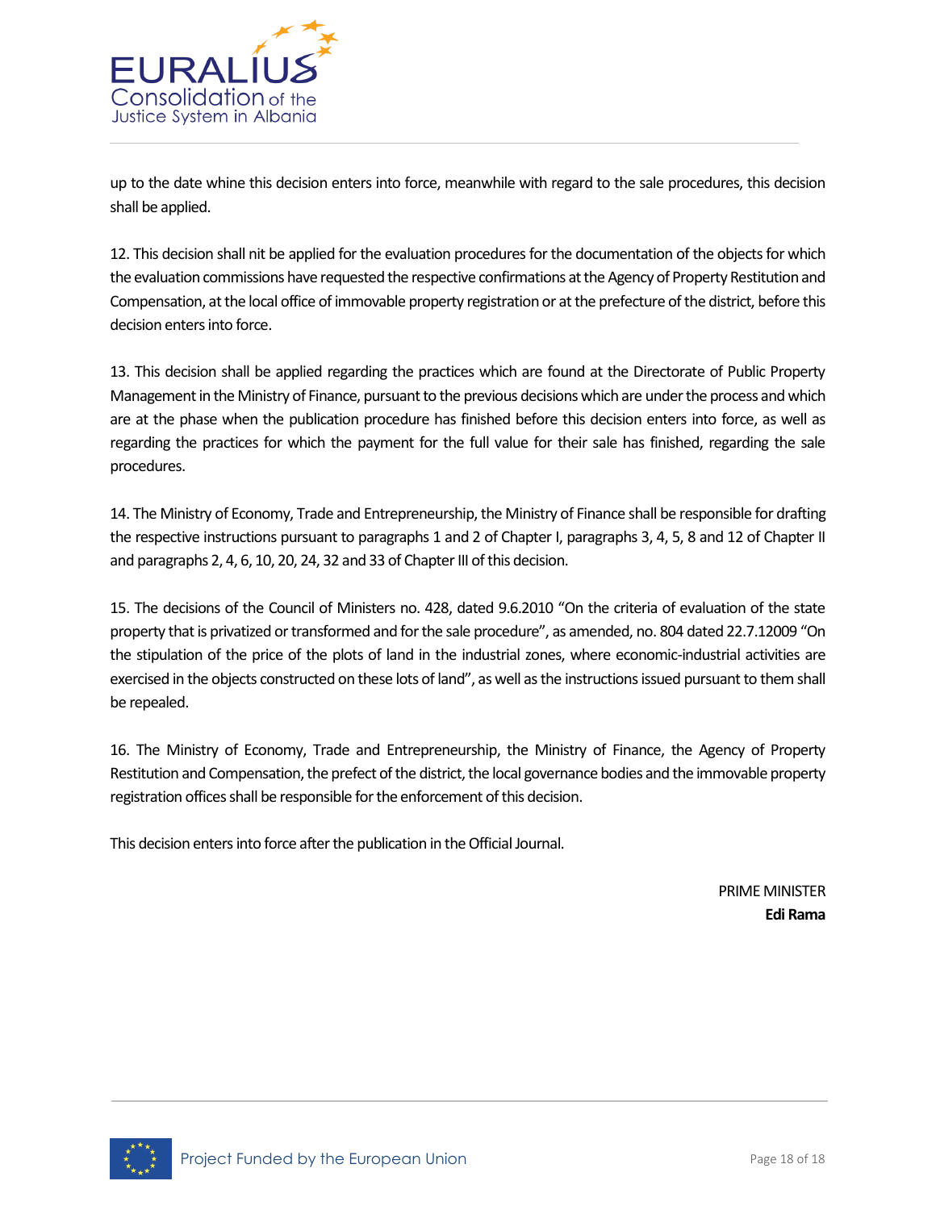up to the date whine this decision enters into force, meanwhile with regard to the sale procedures, this decision shall be applied.

12. This decision shall nit be applied for the evaluation procedures for the documentation of the objects for which the evaluation commissions have requested the respective confirmations at the Agency of Property Restitution and Compensation, at the local office of immovable property registration or at the prefecture of the district, before this decision enters into force.

13. This decision shall be applied regarding the practices which are found at the Directorate of Public Property Management in the Ministry of Finance, pursuant to the previous decisions which are under the process and which are at the phase when the publication procedure has finished before this decision enters into force, as well as regarding the practices for which the payment for the full value for their sale has finished, regarding the sale procedures.

14. The Ministry of Economy, Trade and Entrepreneurship, the Ministry of Finance shall be responsible for drafting the respective instructions pursuant to paragraphs 1 and 2 of Chapter I, paragraphs 3, 4, 5, 8 and 12 of Chapter II and paragraphs 2, 4, 6, 10, 20, 24, 32 and 33 of Chapter III of this decision.

15. The decisions of the Council of Ministers no. 428, dated 9.6.2010 "On the criteria of evaluation of the state property that is privatized or transformed and for the sale procedure", as amended, no. 804 dated 22.7.12009 "On the stipulation of the price of the plots of land in the industrial zones, where economic-industrial activities are exercised in the objects constructed on these lots of land", as well as the instructions issued pursuant to them shall be repealed.

16. The Ministry of Economy, Trade and Entrepreneurship, the Ministry of Finance, the Agency of Property Restitution and Compensation, the prefect of the district, the local governance bodies and the immovable property registration offices shall be responsible for the enforcement of this decision.

This decision enters into force after the publication in the Official Journal.

PRIME MINISTER
**Edi Rama**